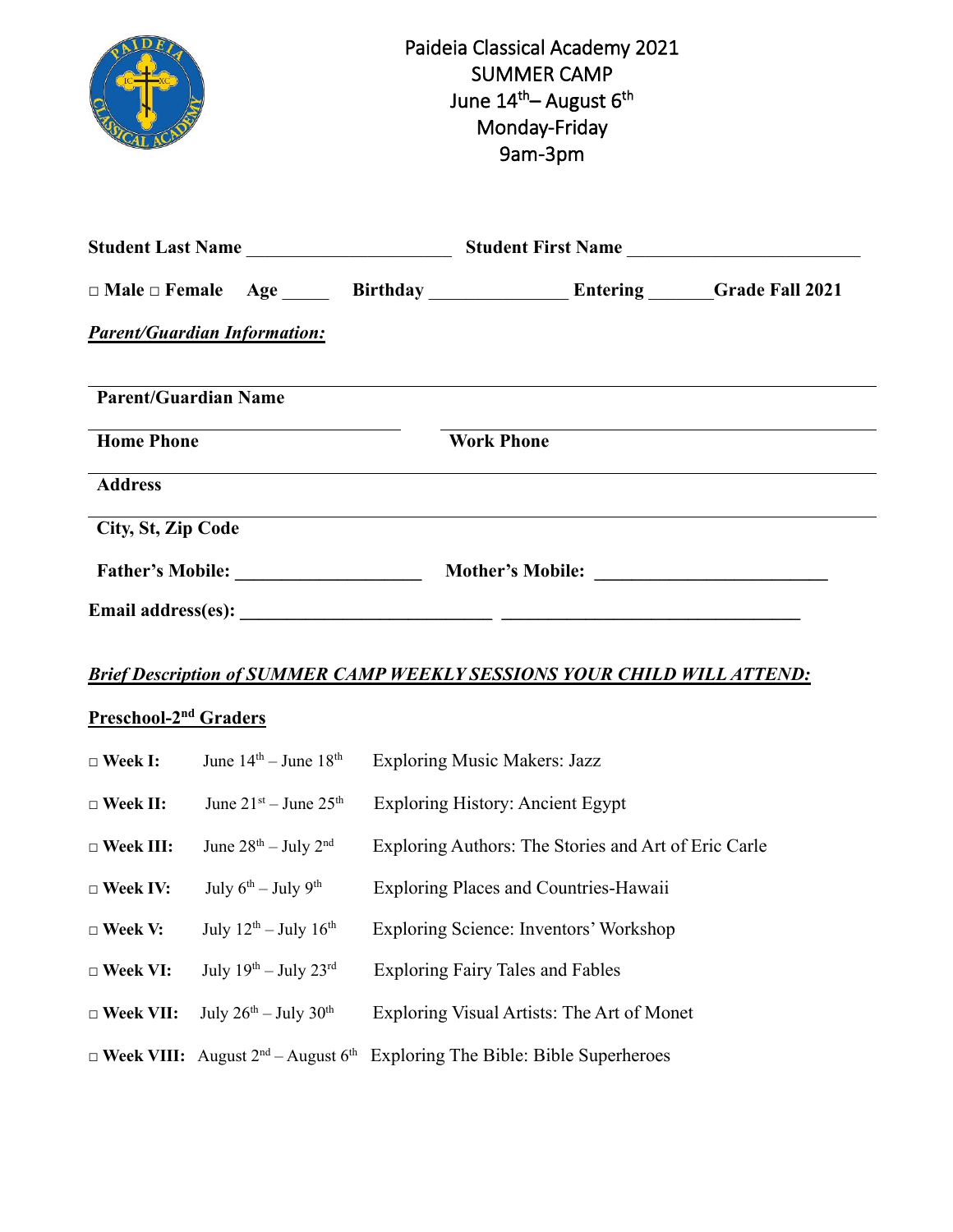# Paideia Classical Academy 2021
## SUMMER CAMP
June 14th– August 6th
Monday-Friday
9am-3pm

**Student Last Name** ______________________ **Student First Name** _________________________

□ **Male** □ **Female** **Age** _____ **Birthday** _______________ **Entering** _______**Grade Fall 2021**

***Parent/Guardian Information:***

**Parent/Guardian Name**

**Home Phone** **Work Phone**

**Address**

**City, St, Zip Code**

**Father's Mobile:** ____________________ **Mother's Mobile:** _________________________

**Email address(es):** ___________________________ ________________________________

***Brief Description of SUMMER CAMP WEEKLY SESSIONS YOUR CHILD WILL ATTEND:***

**Preschool-2nd Graders**

□ **Week I:** June 14th – June 18th Exploring Music Makers: Jazz

□ **Week II:** June 21st – June 25th Exploring History: Ancient Egypt

□ **Week III:** June 28th – July 2nd Exploring Authors: The Stories and Art of Eric Carle

□ **Week IV:** July 6th – July 9th Exploring Places and Countries-Hawaii

□ **Week V:** July 12th – July 16th Exploring Science: Inventors' Workshop

□ **Week VI:** July 19th – July 23rd Exploring Fairy Tales and Fables

□ **Week VII:** July 26th – July 30th Exploring Visual Artists: The Art of Monet

□ **Week VIII:** August 2nd – August 6th Exploring The Bible: Bible Superheroes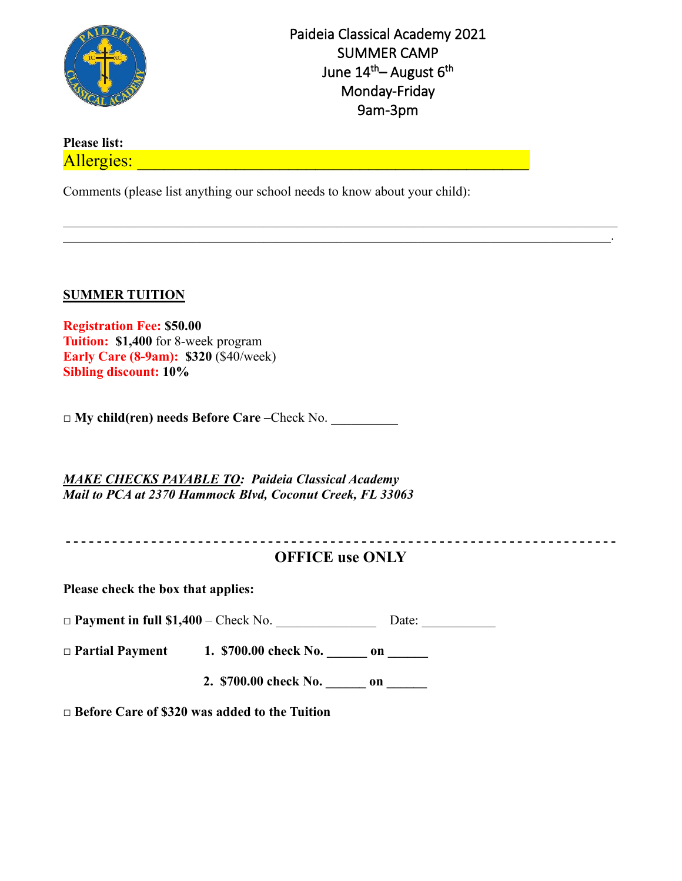Paideia Classical Academy 2021
SUMMER CAMP
June 14th– August 6th
Monday-Friday
9am-3pm

**Please list:**

Allergies: ___________________________________________

Comments (please list anything our school needs to know about your child):

_______________________________________________________________________________

_______________________________________________________________________________.

**SUMMER TUITION**

**Registration Fee: $50.00**
**Tuition: $1,400** for 8-week program
**Early Care (8-9am): $320** ($40/week)
**Sibling discount: 10%**

□ **My child(ren) needs Before Care** –Check No. __________

***MAKE CHECKS PAYABLE TO: Paideia Classical Academy***
***Mail to PCA at 2370 Hammock Blvd, Coconut Creek, FL 33063***

- - - - - - - - - - - - - - - - - - - - - - - - - - - - - - - - - - - - - - - - - - - - - - - - - - - - - - - - - - - - -

## OFFICE use ONLY

**Please check the box that applies:**

□ **Payment in full $1,400** – Check No. _______________ Date: ___________

□ **Partial Payment** **1. $700.00 check No. ______ on ______**

**2. $700.00 check No. ______ on ______**

□ **Before Care of $320 was added to the Tuition**